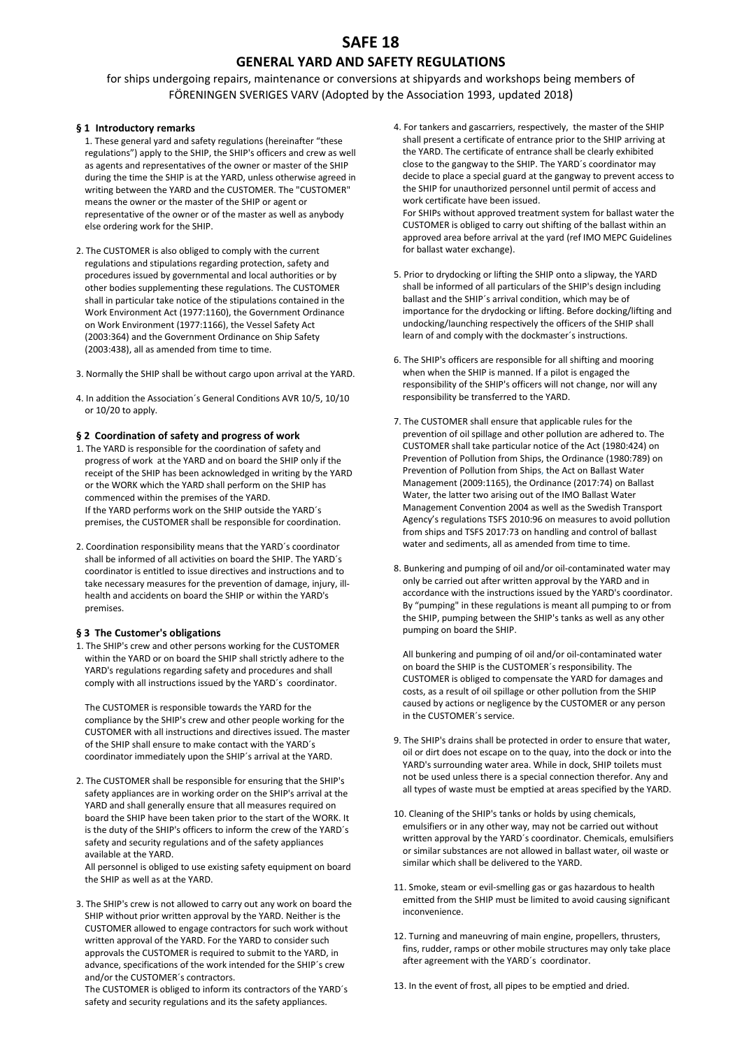# SAFE 18

## GENERAL YARD AND SAFETY REGULATIONS

for ships undergoing repairs, maintenance or conversions at shipyards and workshops being members of FÖRENINGEN SVERIGES VARV (Adopted by the Association 1993, updated 2018)

### § 1 Introductory remarks

1. These general yard and safety regulations (hereinafter "these regulations") apply to the SHIP, the SHIP's officers and crew as well as agents and representatives of the owner or master of the SHIP during the time the SHIP is at the YARD, unless otherwise agreed in writing between the YARD and the CUSTOMER. The "CUSTOMER" means the owner or the master of the SHIP or agent or representative of the owner or of the master as well as anybody else ordering work for the SHIP.

2. The CUSTOMER is also obliged to comply with the current regulations and stipulations regarding protection, safety and procedures issued by governmental and local authorities or by other bodies supplementing these regulations. The CUSTOMER shall in particular take notice of the stipulations contained in the Work Environment Act (1977:1160), the Government Ordinance on Work Environment (1977:1166), the Vessel Safety Act (2003:364) and the Government Ordinance on Ship Safety (2003:438), all as amended from time to time.

3. Normally the SHIP shall be without cargo upon arrival at the YARD.

4. In addition the Association´s General Conditions AVR 10/5, 10/10 or 10/20 to apply.

### § 2 Coordination of safety and progress of work

1. The YARD is responsible for the coordination of safety and progress of work at the YARD and on board the SHIP only if the receipt of the SHIP has been acknowledged in writing by the YARD or the WORK which the YARD shall perform on the SHIP has commenced within the premises of the YARD.
   If the YARD performs work on the SHIP outside the YARD´s premises, the CUSTOMER shall be responsible for coordination.

2. Coordination responsibility means that the YARD´s coordinator shall be informed of all activities on board the SHIP. The YARD´s coordinator is entitled to issue directives and instructions and to take necessary measures for the prevention of damage, injury, ill-health and accidents on board the SHIP or within the YARD's premises.

### § 3 The Customer's obligations

1. The SHIP's crew and other persons working for the CUSTOMER within the YARD or on board the SHIP shall strictly adhere to the YARD's regulations regarding safety and procedures and shall comply with all instructions issued by the YARD´s coordinator.

   The CUSTOMER is responsible towards the YARD for the compliance by the SHIP's crew and other people working for the CUSTOMER with all instructions and directives issued. The master of the SHIP shall ensure to make contact with the YARD´s coordinator immediately upon the SHIP´s arrival at the YARD.

2. The CUSTOMER shall be responsible for ensuring that the SHIP's safety appliances are in working order on the SHIP's arrival at the YARD and shall generally ensure that all measures required on board the SHIP have been taken prior to the start of the WORK. It is the duty of the SHIP's officers to inform the crew of the YARD´s safety and security regulations and of the safety appliances available at the YARD.
   All personnel is obliged to use existing safety equipment on board the SHIP as well as at the YARD.

3. The SHIP's crew is not allowed to carry out any work on board the SHIP without prior written approval by the YARD. Neither is the CUSTOMER allowed to engage contractors for such work without written approval of the YARD. For the YARD to consider such approvals the CUSTOMER is required to submit to the YARD, in advance, specifications of the work intended for the SHIP´s crew and/or the CUSTOMER´s contractors.
   The CUSTOMER is obliged to inform its contractors of the YARD´s safety and security regulations and its the safety appliances.

4. For tankers and gascarriers, respectively, the master of the SHIP shall present a certificate of entrance prior to the SHIP arriving at the YARD. The certificate of entrance shall be clearly exhibited close to the gangway to the SHIP. The YARD´s coordinator may decide to place a special guard at the gangway to prevent access to the SHIP for unauthorized personnel until permit of access and work certificate have been issued.
   For SHIPs without approved treatment system for ballast water the CUSTOMER is obliged to carry out shifting of the ballast within an approved area before arrival at the yard (ref IMO MEPC Guidelines for ballast water exchange).

5. Prior to drydocking or lifting the SHIP onto a slipway, the YARD shall be informed of all particulars of the SHIP's design including ballast and the SHIP´s arrival condition, which may be of importance for the drydocking or lifting. Before docking/lifting and undocking/launching respectively the officers of the SHIP shall learn of and comply with the dockmaster´s instructions.

6. The SHIP's officers are responsible for all shifting and mooring when when the SHIP is manned. If a pilot is engaged the responsibility of the SHIP's officers will not change, nor will any responsibility be transferred to the YARD.

7. The CUSTOMER shall ensure that applicable rules for the prevention of oil spillage and other pollution are adhered to. The CUSTOMER shall take particular notice of the Act (1980:424) on Prevention of Pollution from Ships, the Ordinance (1980:789) on Prevention of Pollution from Ships, the Act on Ballast Water Management (2009:1165), the Ordinance (2017:74) on Ballast Water, the latter two arising out of the IMO Ballast Water Management Convention 2004 as well as the Swedish Transport Agency's regulations TSFS 2010:96 on measures to avoid pollution from ships and TSFS 2017:73 on handling and control of ballast water and sediments, all as amended from time to time.

8. Bunkering and pumping of oil and/or oil-contaminated water may only be carried out after written approval by the YARD and in accordance with the instructions issued by the YARD's coordinator. By "pumping" in these regulations is meant all pumping to or from the SHIP, pumping between the SHIP's tanks as well as any other pumping on board the SHIP.

   All bunkering and pumping of oil and/or oil-contaminated water on board the SHIP is the CUSTOMER´s responsibility. The CUSTOMER is obliged to compensate the YARD for damages and costs, as a result of oil spillage or other pollution from the SHIP caused by actions or negligence by the CUSTOMER or any person in the CUSTOMER´s service.

9. The SHIP's drains shall be protected in order to ensure that water, oil or dirt does not escape on to the quay, into the dock or into the YARD's surrounding water area. While in dock, SHIP toilets must not be used unless there is a special connection therefor. Any and all types of waste must be emptied at areas specified by the YARD.

10. Cleaning of the SHIP's tanks or holds by using chemicals, emulsifiers or in any other way, may not be carried out without written approval by the YARD´s coordinator. Chemicals, emulsifiers or similar substances are not allowed in ballast water, oil waste or similar which shall be delivered to the YARD.

11. Smoke, steam or evil-smelling gas or gas hazardous to health emitted from the SHIP must be limited to avoid causing significant inconvenience.

12. Turning and maneuvring of main engine, propellers, thrusters, fins, rudder, ramps or other mobile structures may only take place after agreement with the YARD´s coordinator.

13. In the event of frost, all pipes to be emptied and dried.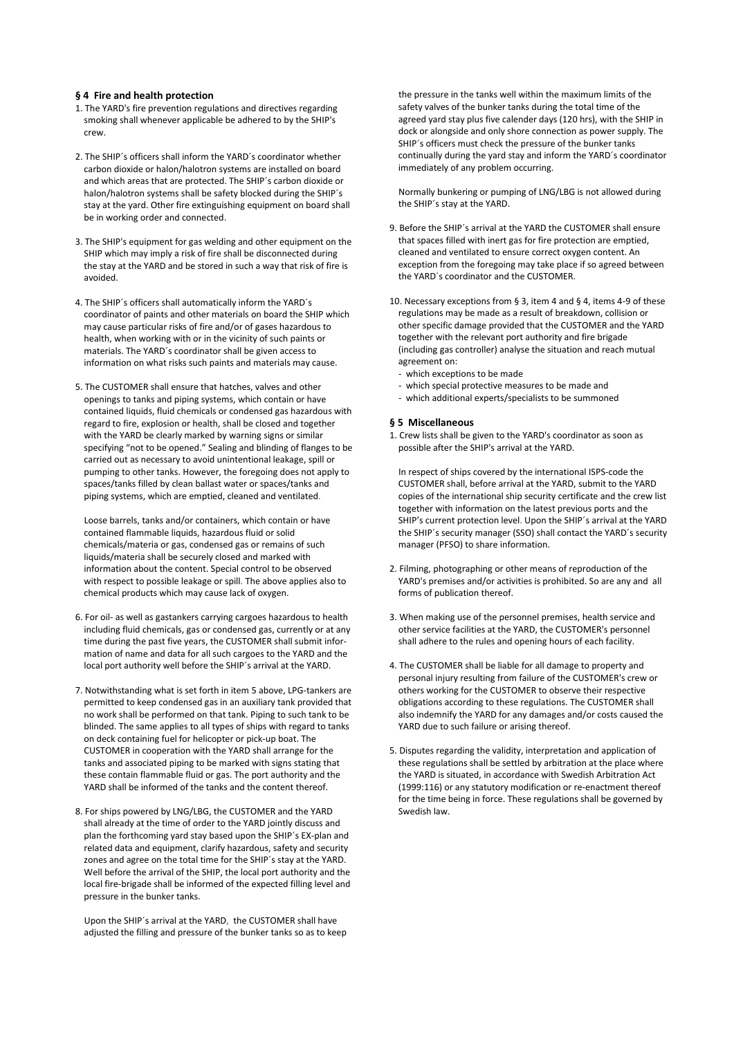## § 4 Fire and health protection

1. The YARD's fire prevention regulations and directives regarding smoking shall whenever applicable be adhered to by the SHIP's crew.

2. The SHIP´s officers shall inform the YARD´s coordinator whether carbon dioxide or halon/halotron systems are installed on board and which areas that are protected. The SHIP´s carbon dioxide or halon/halotron systems shall be safety blocked during the SHIP´s stay at the yard. Other fire extinguishing equipment on board shall be in working order and connected.

3. The SHIP's equipment for gas welding and other equipment on the SHIP which may imply a risk of fire shall be disconnected during the stay at the YARD and be stored in such a way that risk of fire is avoided.

4. The SHIP´s officers shall automatically inform the YARD´s coordinator of paints and other materials on board the SHIP which may cause particular risks of fire and/or of gases hazardous to health, when working with or in the vicinity of such paints or materials. The YARD´s coordinator shall be given access to information on what risks such paints and materials may cause.

5. The CUSTOMER shall ensure that hatches, valves and other openings to tanks and piping systems, which contain or have contained liquids, fluid chemicals or condensed gas hazardous with regard to fire, explosion or health, shall be closed and together with the YARD be clearly marked by warning signs or similar specifying "not to be opened." Sealing and blinding of flanges to be carried out as necessary to avoid unintentional leakage, spill or pumping to other tanks. However, the foregoing does not apply to spaces/tanks filled by clean ballast water or spaces/tanks and piping systems, which are emptied, cleaned and ventilated.

   Loose barrels, tanks and/or containers, which contain or have contained flammable liquids, hazardous fluid or solid chemicals/materia or gas, condensed gas or remains of such liquids/materia shall be securely closed and marked with information about the content. Special control to be observed with respect to possible leakage or spill. The above applies also to chemical products which may cause lack of oxygen.

6. For oil- as well as gastankers carrying cargoes hazardous to health including fluid chemicals, gas or condensed gas, currently or at any time during the past five years, the CUSTOMER shall submit information of name and data for all such cargoes to the YARD and the local port authority well before the SHIP´s arrival at the YARD.

7. Notwithstanding what is set forth in item 5 above, LPG-tankers are permitted to keep condensed gas in an auxiliary tank provided that no work shall be performed on that tank. Piping to such tank to be blinded. The same applies to all types of ships with regard to tanks on deck containing fuel for helicopter or pick-up boat. The CUSTOMER in cooperation with the YARD shall arrange for the tanks and associated piping to be marked with signs stating that these contain flammable fluid or gas. The port authority and the YARD shall be informed of the tanks and the content thereof.

8. For ships powered by LNG/LBG, the CUSTOMER and the YARD shall already at the time of order to the YARD jointly discuss and plan the forthcoming yard stay based upon the SHIP´s EX-plan and related data and equipment, clarify hazardous, safety and security zones and agree on the total time for the SHIP´s stay at the YARD. Well before the arrival of the SHIP, the local port authority and the local fire-brigade shall be informed of the expected filling level and pressure in the bunker tanks.

   Upon the SHIP´s arrival at the YARD, the CUSTOMER shall have adjusted the filling and pressure of the bunker tanks so as to keep the pressure in the tanks well within the maximum limits of the safety valves of the bunker tanks during the total time of the agreed yard stay plus five calender days (120 hrs), with the SHIP in dock or alongside and only shore connection as power supply. The SHIP´s officers must check the pressure of the bunker tanks continually during the yard stay and inform the YARD´s coordinator immediately of any problem occurring.

   Normally bunkering or pumping of LNG/LBG is not allowed during the SHIP´s stay at the YARD.

9. Before the SHIP´s arrival at the YARD the CUSTOMER shall ensure that spaces filled with inert gas for fire protection are emptied, cleaned and ventilated to ensure correct oxygen content. An exception from the foregoing may take place if so agreed between the YARD´s coordinator and the CUSTOMER.

10. Necessary exceptions from § 3, item 4 and § 4, items 4-9 of these regulations may be made as a result of breakdown, collision or other specific damage provided that the CUSTOMER and the YARD together with the relevant port authority and fire brigade (including gas controller) analyse the situation and reach mutual agreement on:
    - which exceptions to be made
    - which special protective measures to be made and
    - which additional experts/specialists to be summoned

## § 5 Miscellaneous

1. Crew lists shall be given to the YARD's coordinator as soon as possible after the SHIP's arrival at the YARD.

   In respect of ships covered by the international ISPS-code the CUSTOMER shall, before arrival at the YARD, submit to the YARD copies of the international ship security certificate and the crew list together with information on the latest previous ports and the SHIP's current protection level. Upon the SHIP´s arrival at the YARD the SHIP´s security manager (SSO) shall contact the YARD´s security manager (PFSO) to share information.

2. Filming, photographing or other means of reproduction of the YARD's premises and/or activities is prohibited. So are any and all forms of publication thereof.

3. When making use of the personnel premises, health service and other service facilities at the YARD, the CUSTOMER's personnel shall adhere to the rules and opening hours of each facility.

4. The CUSTOMER shall be liable for all damage to property and personal injury resulting from failure of the CUSTOMER's crew or others working for the CUSTOMER to observe their respective obligations according to these regulations. The CUSTOMER shall also indemnify the YARD for any damages and/or costs caused the YARD due to such failure or arising thereof.

5. Disputes regarding the validity, interpretation and application of these regulations shall be settled by arbitration at the place where the YARD is situated, in accordance with Swedish Arbitration Act (1999:116) or any statutory modification or re-enactment thereof for the time being in force. These regulations shall be governed by Swedish law.